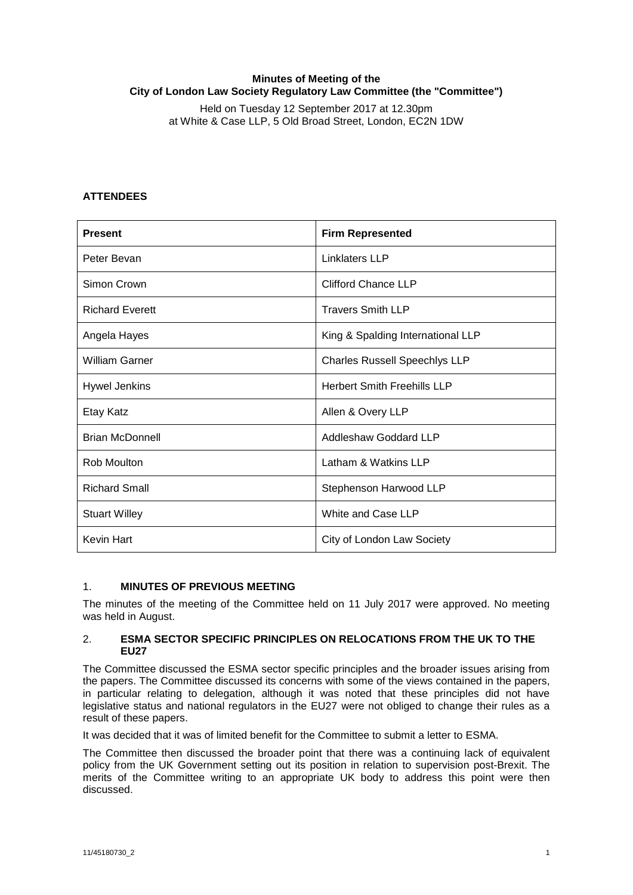# Minutes of Meeting of the City of London Law Society Regulatory Law Committee (the "Committee")

Held on Tuesday 12 September 2017 at 12.30pm
at White & Case LLP, 5 Old Broad Street, London, EC2N 1DW

## ATTENDEES

| Present | Firm Represented |
|---|---|
| Peter Bevan | Linklaters LLP |
| Simon Crown | Clifford Chance LLP |
| Richard Everett | Travers Smith LLP |
| Angela Hayes | King & Spalding International LLP |
| William Garner | Charles Russell Speechlys LLP |
| Hywel Jenkins | Herbert Smith Freehills LLP |
| Etay Katz | Allen & Overy LLP |
| Brian McDonnell | Addleshaw Goddard LLP |
| Rob Moulton | Latham & Watkins LLP |
| Richard Small | Stephenson Harwood LLP |
| Stuart Willey | White and Case LLP |
| Kevin Hart | City of London Law Society |

## 1. MINUTES OF PREVIOUS MEETING

The minutes of the meeting of the Committee held on 11 July 2017 were approved. No meeting was held in August.

## 2. ESMA SECTOR SPECIFIC PRINCIPLES ON RELOCATIONS FROM THE UK TO THE EU27

The Committee discussed the ESMA sector specific principles and the broader issues arising from the papers. The Committee discussed its concerns with some of the views contained in the papers, in particular relating to delegation, although it was noted that these principles did not have legislative status and national regulators in the EU27 were not obliged to change their rules as a result of these papers.

It was decided that it was of limited benefit for the Committee to submit a letter to ESMA.

The Committee then discussed the broader point that there was a continuing lack of equivalent policy from the UK Government setting out its position in relation to supervision post-Brexit. The merits of the Committee writing to an appropriate UK body to address this point were then discussed.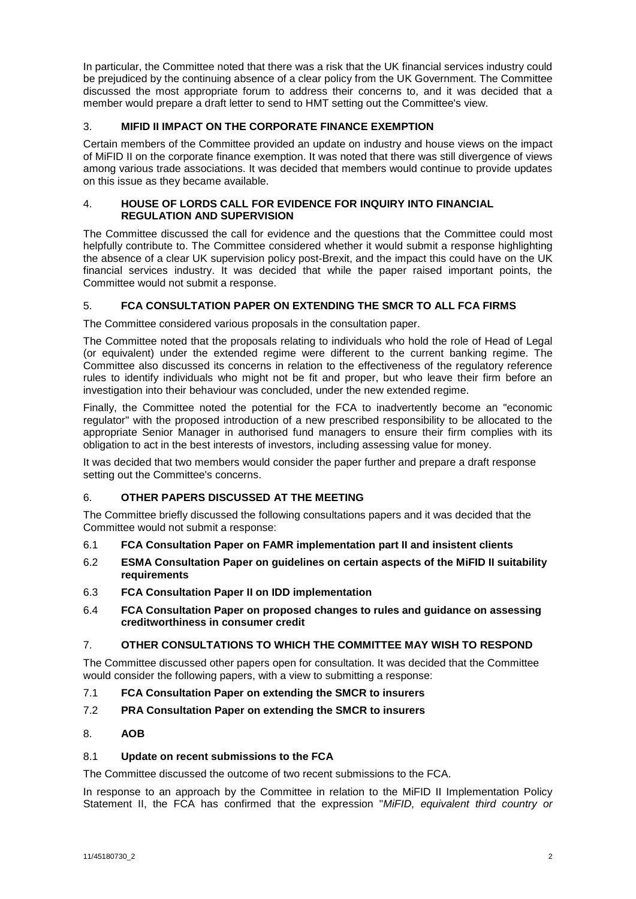In particular, the Committee noted that there was a risk that the UK financial services industry could be prejudiced by the continuing absence of a clear policy from the UK Government. The Committee discussed the most appropriate forum to address their concerns to, and it was decided that a member would prepare a draft letter to send to HMT setting out the Committee's view.

## 3. MIFID II IMPACT ON THE CORPORATE FINANCE EXEMPTION

Certain members of the Committee provided an update on industry and house views on the impact of MiFID II on the corporate finance exemption. It was noted that there was still divergence of views among various trade associations. It was decided that members would continue to provide updates on this issue as they became available.

## 4. HOUSE OF LORDS CALL FOR EVIDENCE FOR INQUIRY INTO FINANCIAL REGULATION AND SUPERVISION

The Committee discussed the call for evidence and the questions that the Committee could most helpfully contribute to. The Committee considered whether it would submit a response highlighting the absence of a clear UK supervision policy post-Brexit, and the impact this could have on the UK financial services industry. It was decided that while the paper raised important points, the Committee would not submit a response.

## 5. FCA CONSULTATION PAPER ON EXTENDING THE SMCR TO ALL FCA FIRMS

The Committee considered various proposals in the consultation paper.

The Committee noted that the proposals relating to individuals who hold the role of Head of Legal (or equivalent) under the extended regime were different to the current banking regime. The Committee also discussed its concerns in relation to the effectiveness of the regulatory reference rules to identify individuals who might not be fit and proper, but who leave their firm before an investigation into their behaviour was concluded, under the new extended regime.

Finally, the Committee noted the potential for the FCA to inadvertently become an "economic regulator" with the proposed introduction of a new prescribed responsibility to be allocated to the appropriate Senior Manager in authorised fund managers to ensure their firm complies with its obligation to act in the best interests of investors, including assessing value for money.

It was decided that two members would consider the paper further and prepare a draft response setting out the Committee's concerns.

## 6. OTHER PAPERS DISCUSSED AT THE MEETING

The Committee briefly discussed the following consultations papers and it was decided that the Committee would not submit a response:

**6.1 FCA Consultation Paper on FAMR implementation part II and insistent clients**

**6.2 ESMA Consultation Paper on guidelines on certain aspects of the MiFID II suitability requirements**

**6.3 FCA Consultation Paper II on IDD implementation**

**6.4 FCA Consultation Paper on proposed changes to rules and guidance on assessing creditworthiness in consumer credit**

## 7. OTHER CONSULTATIONS TO WHICH THE COMMITTEE MAY WISH TO RESPOND

The Committee discussed other papers open for consultation. It was decided that the Committee would consider the following papers, with a view to submitting a response:

**7.1 FCA Consultation Paper on extending the SMCR to insurers**

**7.2 PRA Consultation Paper on extending the SMCR to insurers**

## 8. AOB

### 8.1 Update on recent submissions to the FCA

The Committee discussed the outcome of two recent submissions to the FCA.

In response to an approach by the Committee in relation to the MiFID II Implementation Policy Statement II, the FCA has confirmed that the expression "*MiFID, equivalent third country or*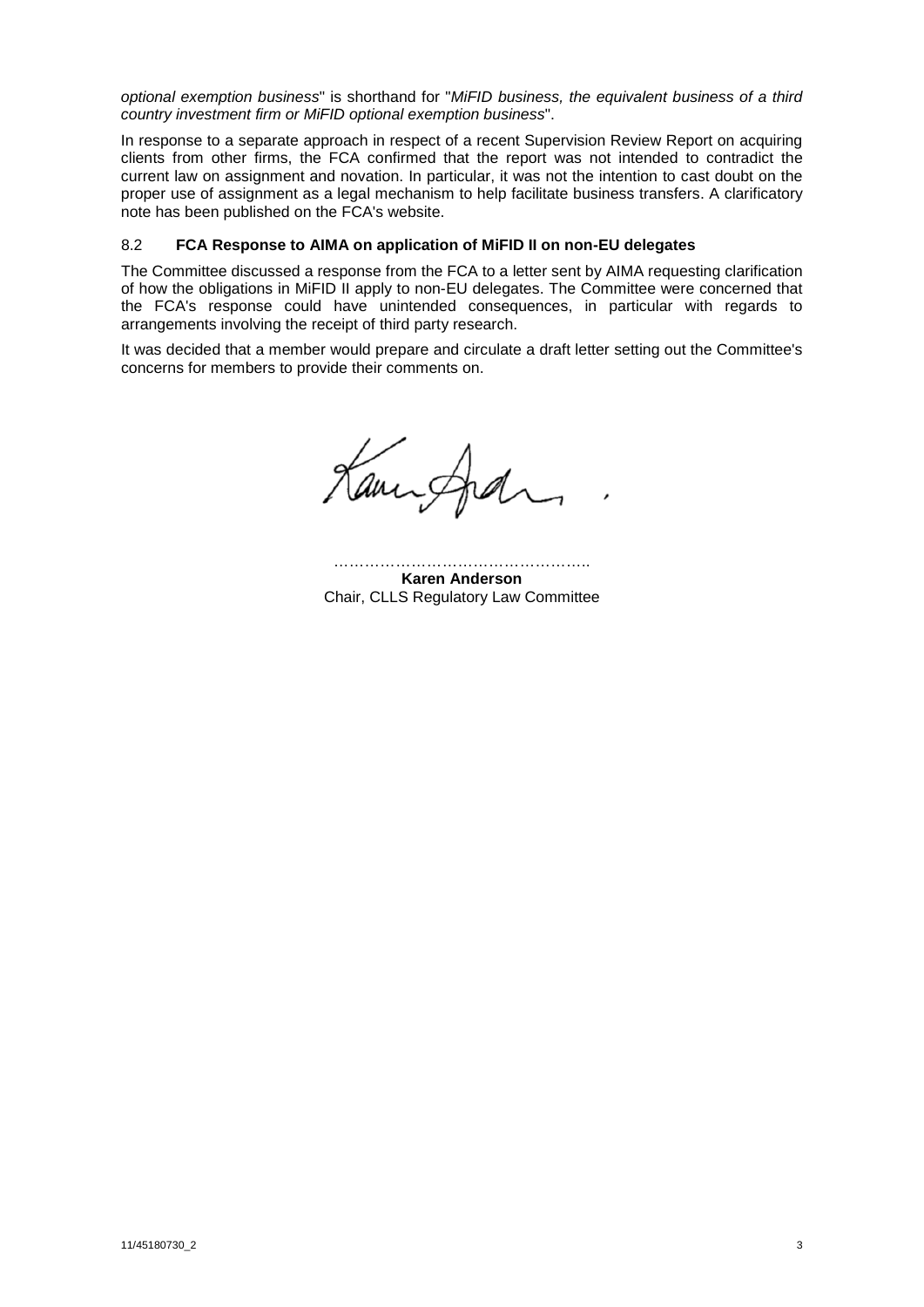*optional exemption business*" is shorthand for "*MiFID business, the equivalent business of a third country investment firm or MiFID optional exemption business*".

In response to a separate approach in respect of a recent Supervision Review Report on acquiring clients from other firms, the FCA confirmed that the report was not intended to contradict the current law on assignment and novation. In particular, it was not the intention to cast doubt on the proper use of assignment as a legal mechanism to help facilitate business transfers. A clarificatory note has been published on the FCA's website.

8.2 **FCA Response to AIMA on application of MiFID II on non-EU delegates**

The Committee discussed a response from the FCA to a letter sent by AIMA requesting clarification of how the obligations in MiFID II apply to non-EU delegates. The Committee were concerned that the FCA's response could have unintended consequences, in particular with regards to arrangements involving the receipt of third party research.

It was decided that a member would prepare and circulate a draft letter setting out the Committee's concerns for members to provide their comments on.

…………………………………………..

**Karen Anderson**

Chair, CLLS Regulatory Law Committee